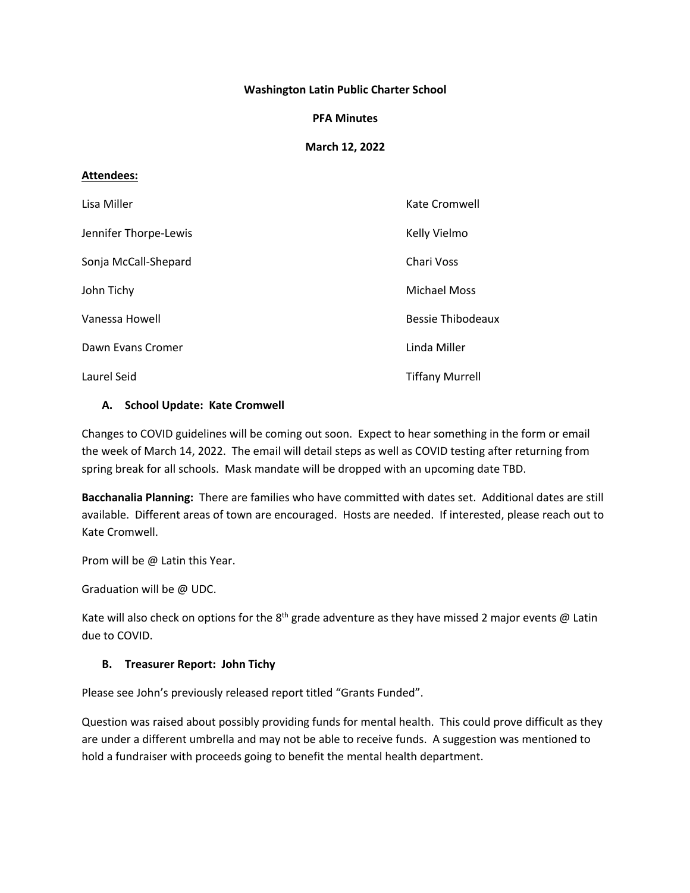**Washington Latin Public Charter School**

**PFA Minutes**

**March 12, 2022**

**Attendees:**

| | |
|---|---|
| Lisa Miller | Kate Cromwell |
| Jennifer Thorpe-Lewis | Kelly Vielmo |
| Sonja McCall-Shepard | Chari Voss |
| John Tichy | Michael Moss |
| Vanessa Howell | Bessie Thibodeaux |
| Dawn Evans Cromer | Linda Miller |
| Laurel Seid | Tiffany Murrell |

### A. School Update: Kate Cromwell

Changes to COVID guidelines will be coming out soon. Expect to hear something in the form or email the week of March 14, 2022. The email will detail steps as well as COVID testing after returning from spring break for all schools. Mask mandate will be dropped with an upcoming date TBD.

**Bacchanalia Planning:** There are families who have committed with dates set. Additional dates are still available. Different areas of town are encouraged. Hosts are needed. If interested, please reach out to Kate Cromwell.

Prom will be @ Latin this Year.

Graduation will be @ UDC.

Kate will also check on options for the 8th grade adventure as they have missed 2 major events @ Latin due to COVID.

### B. Treasurer Report: John Tichy

Please see John's previously released report titled "Grants Funded".

Question was raised about possibly providing funds for mental health. This could prove difficult as they are under a different umbrella and may not be able to receive funds. A suggestion was mentioned to hold a fundraiser with proceeds going to benefit the mental health department.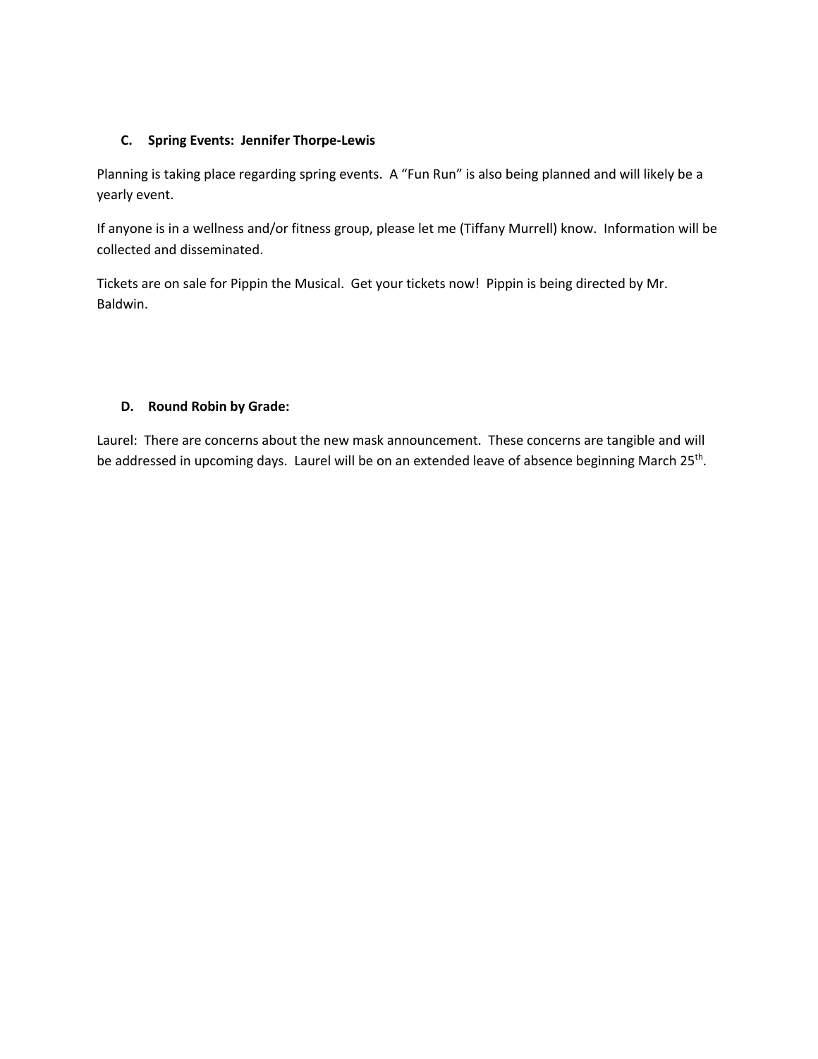### C. Spring Events: Jennifer Thorpe-Lewis

Planning is taking place regarding spring events. A "Fun Run" is also being planned and will likely be a yearly event.

If anyone is in a wellness and/or fitness group, please let me (Tiffany Murrell) know. Information will be collected and disseminated.

Tickets are on sale for Pippin the Musical. Get your tickets now! Pippin is being directed by Mr. Baldwin.

### D. Round Robin by Grade:

Laurel: There are concerns about the new mask announcement. These concerns are tangible and will be addressed in upcoming days. Laurel will be on an extended leave of absence beginning March 25th.